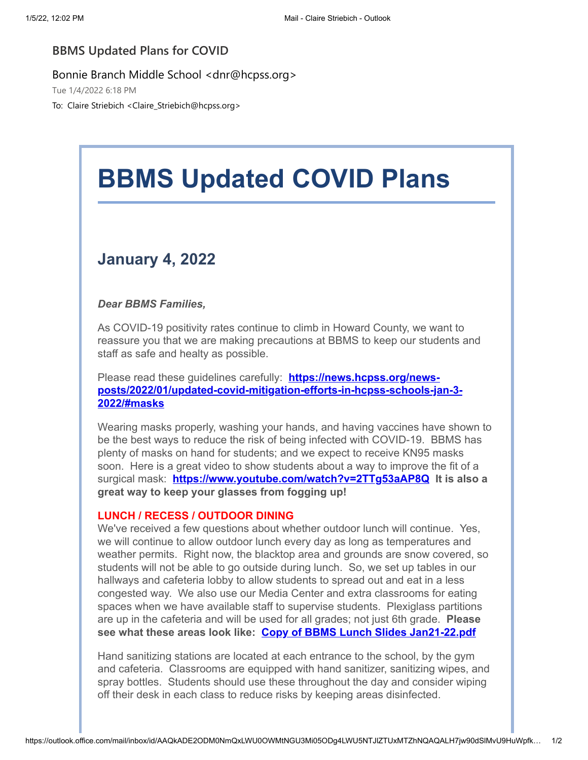BBMS Updated Plans for COVID

Bonnie Branch Middle School <dnr@hcpss.org>

Tue 1/4/2022 6:18 PM

To: Claire Striebich <Claire_Striebich@hcpss.org>

# BBMS Updated COVID Plans

## January 4, 2022

***Dear BBMS Families,***

As COVID-19 positivity rates continue to climb in Howard County, we want to reassure you that we are making precautions at BBMS to keep our students and staff as safe and healty as possible.

Please read these guidelines carefully: **https://news.hcpss.org/news-posts/2022/01/updated-covid-mitigation-efforts-in-hcpss-schools-jan-3-2022/#masks**

Wearing masks properly, washing your hands, and having vaccines have shown to be the best ways to reduce the risk of being infected with COVID-19. BBMS has plenty of masks on hand for students; and we expect to receive KN95 masks soon. Here is a great video to show students about a way to improve the fit of a surgical mask: **https://www.youtube.com/watch?v=2TTg53aAP8Q** **It is also a great way to keep your glasses from fogging up!**

**LUNCH / RECESS / OUTDOOR DINING**

We've received a few questions about whether outdoor lunch will continue. Yes, we will continue to allow outdoor lunch every day as long as temperatures and weather permits. Right now, the blacktop area and grounds are snow covered, so students will not be able to go outside during lunch. So, we set up tables in our hallways and cafeteria lobby to allow students to spread out and eat in a less congested way. We also use our Media Center and extra classrooms for eating spaces when we have available staff to supervise students. Plexiglass partitions are up in the cafeteria and will be used for all grades; not just 6th grade. **Please see what these areas look like: Copy of BBMS Lunch Slides Jan21-22.pdf**

Hand sanitizing stations are located at each entrance to the school, by the gym and cafeteria. Classrooms are equipped with hand sanitizer, sanitizing wipes, and spray bottles. Students should use these throughout the day and consider wiping off their desk in each class to reduce risks by keeping areas disinfected.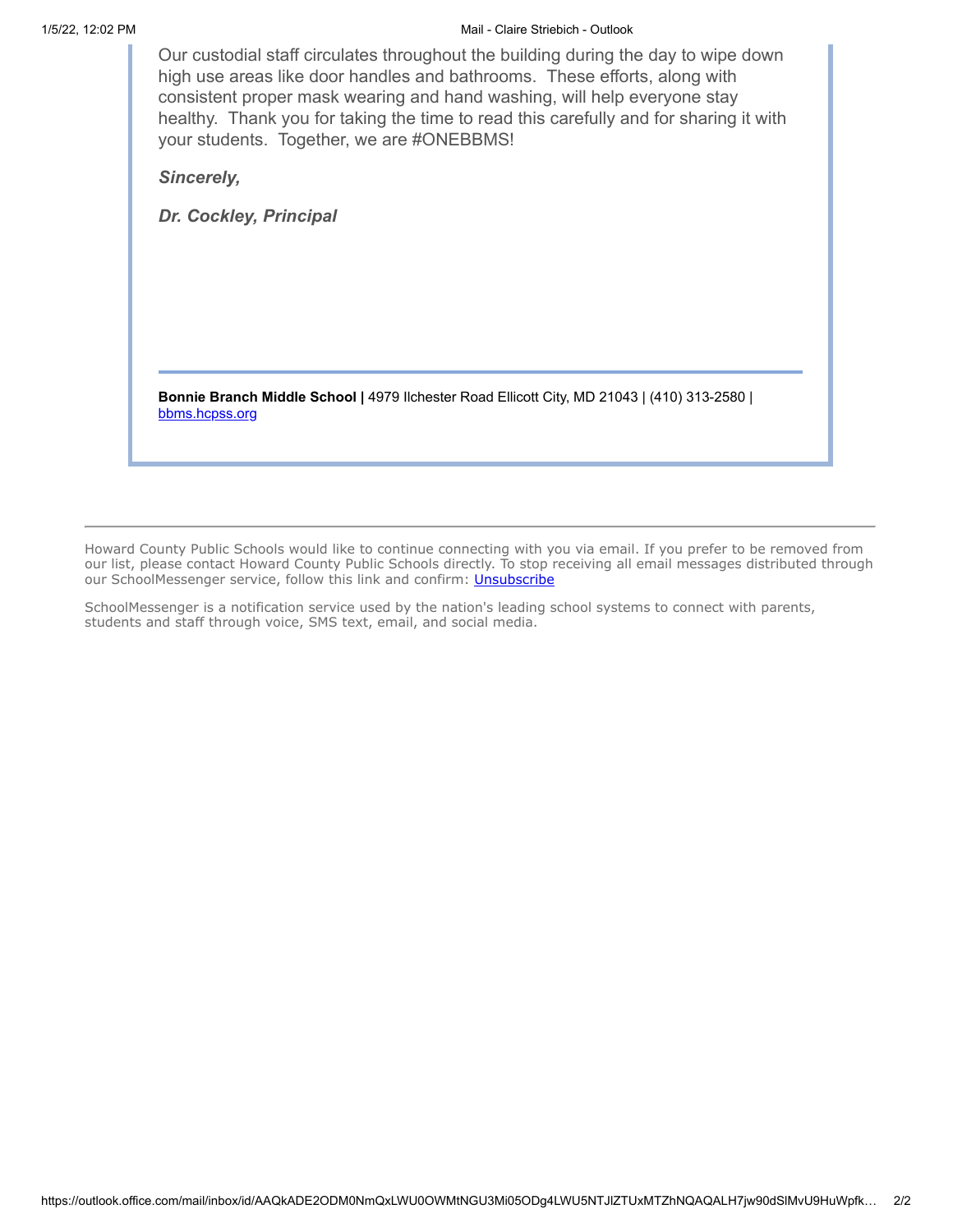Our custodial staff circulates throughout the building during the day to wipe down high use areas like door handles and bathrooms.  These efforts, along with consistent proper mask wearing and hand washing, will help everyone stay healthy.  Thank you for taking the time to read this carefully and for sharing it with your students.  Together, we are #ONEBBMS!

***Sincerely,***

***Dr. Cockley, Principal***

---

**Bonnie Branch Middle School |** 4979 Ilchester Road Ellicott City, MD 21043 | (410) 313-2580 | bbms.hcpss.org

---

Howard County Public Schools would like to continue connecting with you via email. If you prefer to be removed from our list, please contact Howard County Public Schools directly. To stop receiving all email messages distributed through our SchoolMessenger service, follow this link and confirm: Unsubscribe

SchoolMessenger is a notification service used by the nation's leading school systems to connect with parents, students and staff through voice, SMS text, email, and social media.